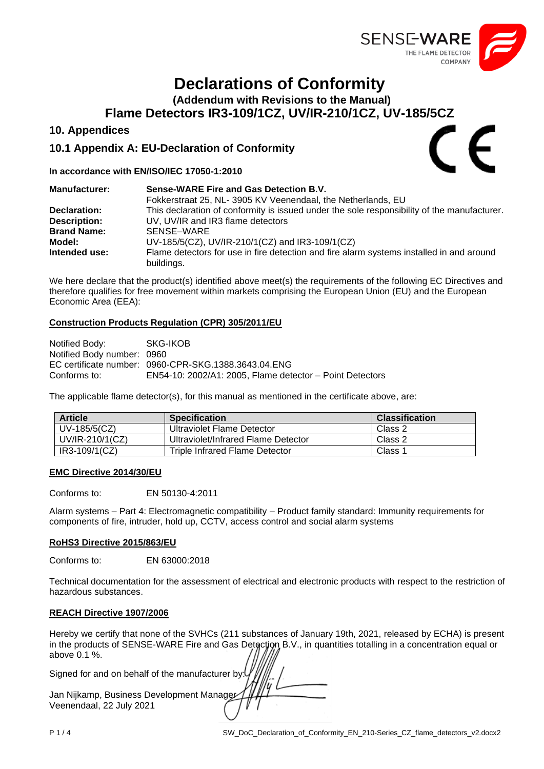# Declarations of Conformity

### (Addendum with Revisions to the Manual)

## Flame Detectors IR3-109/1CZ, UV/IR-210/1CZ, UV-185/5CZ

## 10. Appendices

### 10.1 Appendix A: EU-Declaration of Conformity

**In accordance with EN/ISO/IEC 17050-1:2010**

**Manufacturer:** **Sense-WARE Fire and Gas Detection B.V.**
Fokkerstraat 25, NL- 3905 KV Veenendaal, the Netherlands, EU
**Declaration:** This declaration of conformity is issued under the sole responsibility of the manufacturer.
**Description:** UV, UV/IR and IR3 flame detectors
**Brand Name:** SENSE–WARE
**Model:** UV-185/5(CZ), UV/IR-210/1(CZ) and IR3-109/1(CZ)
**Intended use:** Flame detectors for use in fire detection and fire alarm systems installed in and around buildings.

We here declare that the product(s) identified above meet(s) the requirements of the following EC Directives and therefore qualifies for free movement within markets comprising the European Union (EU) and the European Economic Area (EEA):

**Construction Products Regulation (CPR) 305/2011/EU**

Notified Body: SKG-IKOB
Notified Body number: 0960
EC certificate number: 0960-CPR-SKG.1388.3643.04.ENG
Conforms to: EN54-10: 2002/A1: 2005, Flame detector – Point Detectors

The applicable flame detector(s), for this manual as mentioned in the certificate above, are:

| Article | Specification | Classification |
|---|---|---|
| UV-185/5(CZ) | Ultraviolet Flame Detector | Class 2 |
| UV/IR-210/1(CZ) | Ultraviolet/Infrared Flame Detector | Class 2 |
| IR3-109/1(CZ) | Triple Infrared Flame Detector | Class 1 |

**EMC Directive 2014/30/EU**

Conforms to: EN 50130-4:2011

Alarm systems – Part 4: Electromagnetic compatibility – Product family standard: Immunity requirements for components of fire, intruder, hold up, CCTV, access control and social alarm systems

**RoHS3 Directive 2015/863/EU**

Conforms to: EN 63000:2018

Technical documentation for the assessment of electrical and electronic products with respect to the restriction of hazardous substances.

**REACH Directive 1907/2006**

Hereby we certify that none of the SVHCs (211 substances of January 19th, 2021, released by ECHA) is present in the products of SENSE-WARE Fire and Gas Detection B.V., in quantities totalling in a concentration equal or above 0.1 %.

Signed for and on behalf of the manufacturer by:

Jan Nijkamp, Business Development Manager
Veenendaal, 22 July 2021

SW_DoC_Declaration_of_Conformity_EN_210-Series_CZ_flame_detectors_v2.docx2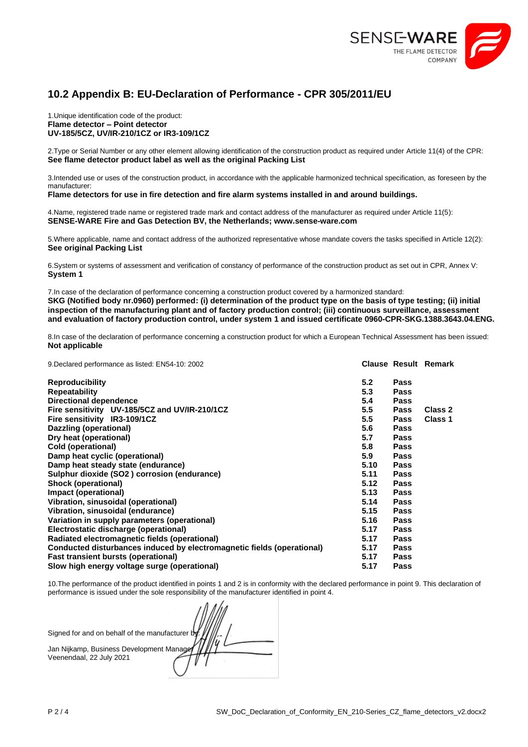## 10.2 Appendix B: EU-Declaration of Performance - CPR 305/2011/EU

1.Unique identification code of the product:
**Flame detector – Point detector**
**UV-185/5CZ, UV/IR-210/1CZ or IR3-109/1CZ**

2.Type or Serial Number or any other element allowing identification of the construction product as required under Article 11(4) of the CPR:
**See flame detector product label as well as the original Packing List**

3.Intended use or uses of the construction product, in accordance with the applicable harmonized technical specification, as foreseen by the manufacturer:
**Flame detectors for use in fire detection and fire alarm systems installed in and around buildings.**

4.Name, registered trade name or registered trade mark and contact address of the manufacturer as required under Article 11(5):
**SENSE-WARE Fire and Gas Detection BV, the Netherlands; www.sense-ware.com**

5.Where applicable, name and contact address of the authorized representative whose mandate covers the tasks specified in Article 12(2):
**See original Packing List**

6.System or systems of assessment and verification of constancy of performance of the construction product as set out in CPR, Annex V:
**System 1**

7.In case of the declaration of performance concerning a construction product covered by a harmonized standard:
**SKG (Notified body nr.0960) performed: (i) determination of the product type on the basis of type testing; (ii) initial inspection of the manufacturing plant and of factory production control; (iii) continuous surveillance, assessment and evaluation of factory production control, under system 1 and issued certificate 0960-CPR-SKG.1388.3643.04.ENG.**

8.In case of the declaration of performance concerning a construction product for which a European Technical Assessment has been issued:
**Not applicable**

| 9.Declared performance as listed: EN54-10: 2002 | **Clause** | **Result** | **Remark** |
|---|---|---|---|
| **Reproducibility** | **5.2** | **Pass** | |
| **Repeatability** | **5.3** | **Pass** | |
| **Directional dependence** | **5.4** | **Pass** | |
| **Fire sensitivity UV-185/5CZ and UV/IR-210/1CZ** | **5.5** | **Pass** | **Class 2** |
| **Fire sensitivity IR3-109/1CZ** | **5.5** | **Pass** | **Class 1** |
| **Dazzling (operational)** | **5.6** | **Pass** | |
| **Dry heat (operational)** | **5.7** | **Pass** | |
| **Cold (operational)** | **5.8** | **Pass** | |
| **Damp heat cyclic (operational)** | **5.9** | **Pass** | |
| **Damp heat steady state (endurance)** | **5.10** | **Pass** | |
| **Sulphur dioxide ($SO_2$) corrosion (endurance)** | **5.11** | **Pass** | |
| **Shock (operational)** | **5.12** | **Pass** | |
| **Impact (operational)** | **5.13** | **Pass** | |
| **Vibration, sinusoidal (operational)** | **5.14** | **Pass** | |
| **Vibration, sinusoidal (endurance)** | **5.15** | **Pass** | |
| **Variation in supply parameters (operational)** | **5.16** | **Pass** | |
| **Electrostatic discharge (operational)** | **5.17** | **Pass** | |
| **Radiated electromagnetic fields (operational)** | **5.17** | **Pass** | |
| **Conducted disturbances induced by electromagnetic fields (operational)** | **5.17** | **Pass** | |
| **Fast transient bursts (operational)** | **5.17** | **Pass** | |
| **Slow high energy voltage surge (operational)** | **5.17** | **Pass** | |

10.The performance of the product identified in points 1 and 2 is in conformity with the declared performance in point 9. This declaration of performance is issued under the sole responsibility of the manufacturer identified in point 4.

Signed for and on behalf of the manufacturer by:

Jan Nijkamp, Business Development Manager
Veenendaal, 22 July 2021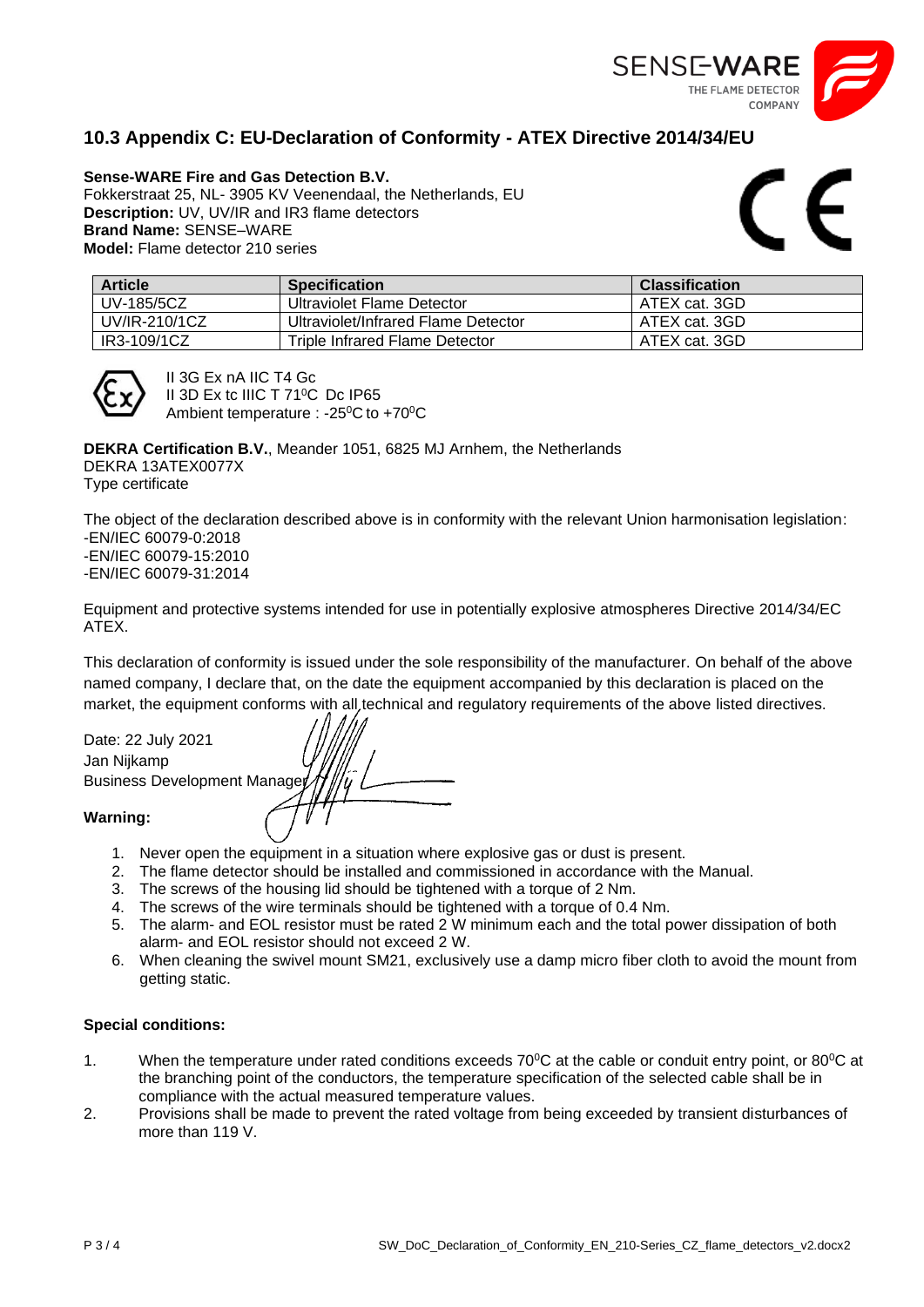## 10.3 Appendix C: EU-Declaration of Conformity - ATEX Directive 2014/34/EU

**Sense-WARE Fire and Gas Detection B.V.**
Fokkerstraat 25, NL- 3905 KV Veenendaal, the Netherlands, EU
**Description:** UV, UV/IR and IR3 flame detectors
**Brand Name:** SENSE–WARE
**Model:** Flame detector 210 series

| Article | Specification | Classification |
|---|---|---|
| UV-185/5CZ | Ultraviolet Flame Detector | ATEX cat. 3GD |
| UV/IR-210/1CZ | Ultraviolet/Infrared Flame Detector | ATEX cat. 3GD |
| IR3-109/1CZ | Triple Infrared Flame Detector | ATEX cat. 3GD |

II 3G Ex nA IIC T4 Gc
II 3D Ex tc IIIC T 71⁰C Dc IP65
Ambient temperature : -25⁰C to +70⁰C

**DEKRA Certification B.V.**, Meander 1051, 6825 MJ Arnhem, the Netherlands
DEKRA 13ATEX0077X
Type certificate

The object of the declaration described above is in conformity with the relevant Union harmonisation legislation:
-EN/IEC 60079-0:2018
-EN/IEC 60079-15:2010
-EN/IEC 60079-31:2014

Equipment and protective systems intended for use in potentially explosive atmospheres Directive 2014/34/EC ATEX.

This declaration of conformity is issued under the sole responsibility of the manufacturer. On behalf of the above named company, I declare that, on the date the equipment accompanied by this declaration is placed on the market, the equipment conforms with all technical and regulatory requirements of the above listed directives.

Date: 22 July 2021
Jan Nijkamp
Business Development Manager

**Warning:**

1. Never open the equipment in a situation where explosive gas or dust is present.
2. The flame detector should be installed and commissioned in accordance with the Manual.
3. The screws of the housing lid should be tightened with a torque of 2 Nm.
4. The screws of the wire terminals should be tightened with a torque of 0.4 Nm.
5. The alarm- and EOL resistor must be rated 2 W minimum each and the total power dissipation of both alarm- and EOL resistor should not exceed 2 W.
6. When cleaning the swivel mount SM21, exclusively use a damp micro fiber cloth to avoid the mount from getting static.

**Special conditions:**

1. When the temperature under rated conditions exceeds 70⁰C at the cable or conduit entry point, or 80⁰C at the branching point of the conductors, the temperature specification of the selected cable shall be in compliance with the actual measured temperature values.
2. Provisions shall be made to prevent the rated voltage from being exceeded by transient disturbances of more than 119 V.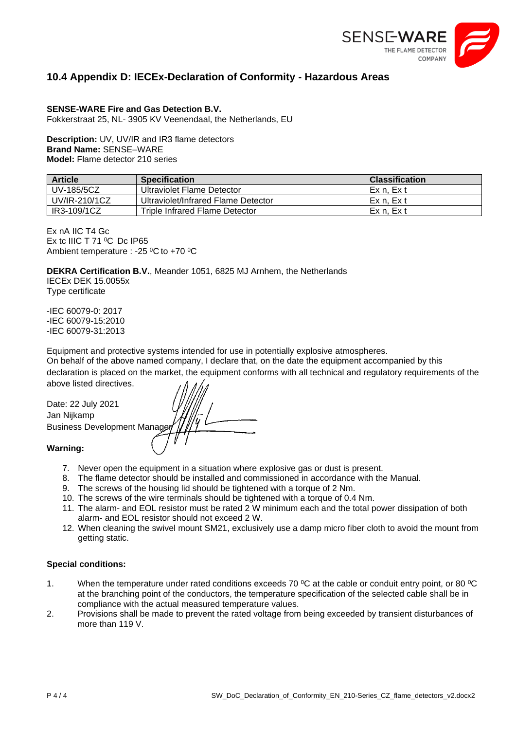## 10.4 Appendix D: IECEx-Declaration of Conformity - Hazardous Areas

**SENSE-WARE Fire and Gas Detection B.V.**
Fokkerstraat 25, NL- 3905 KV Veenendaal, the Netherlands, EU

**Description:** UV, UV/IR and IR3 flame detectors
**Brand Name:** SENSE–WARE
**Model:** Flame detector 210 series

| Article | Specification | Classification |
|---|---|---|
| UV-185/5CZ | Ultraviolet Flame Detector | Ex n, Ex t |
| UV/IR-210/1CZ | Ultraviolet/Infrared Flame Detector | Ex n, Ex t |
| IR3-109/1CZ | Triple Infrared Flame Detector | Ex n, Ex t |

Ex nA IIC T4 Gc
Ex tc IIIC T 71 $^0$C Dc IP65
Ambient temperature : -25 $^0$C to +70 $^0$C

**DEKRA Certification B.V.**, Meander 1051, 6825 MJ Arnhem, the Netherlands
IECEx DEK 15.0055x
Type certificate

-IEC 60079-0: 2017
-IEC 60079-15:2010
-IEC 60079-31:2013

Equipment and protective systems intended for use in potentially explosive atmospheres.
On behalf of the above named company, I declare that, on the date the equipment accompanied by this declaration is placed on the market, the equipment conforms with all technical and regulatory requirements of the above listed directives.

Date: 22 July 2021
Jan Nijkamp
Business Development Manager

**Warning:**

7. Never open the equipment in a situation where explosive gas or dust is present.
8. The flame detector should be installed and commissioned in accordance with the Manual.
9. The screws of the housing lid should be tightened with a torque of 2 Nm.
10. The screws of the wire terminals should be tightened with a torque of 0.4 Nm.
11. The alarm- and EOL resistor must be rated 2 W minimum each and the total power dissipation of both alarm- and EOL resistor should not exceed 2 W.
12. When cleaning the swivel mount SM21, exclusively use a damp micro fiber cloth to avoid the mount from getting static.

**Special conditions:**

1. When the temperature under rated conditions exceeds 70 $^0$C at the cable or conduit entry point, or 80 $^0$C at the branching point of the conductors, the temperature specification of the selected cable shall be in compliance with the actual measured temperature values.
2. Provisions shall be made to prevent the rated voltage from being exceeded by transient disturbances of more than 119 V.